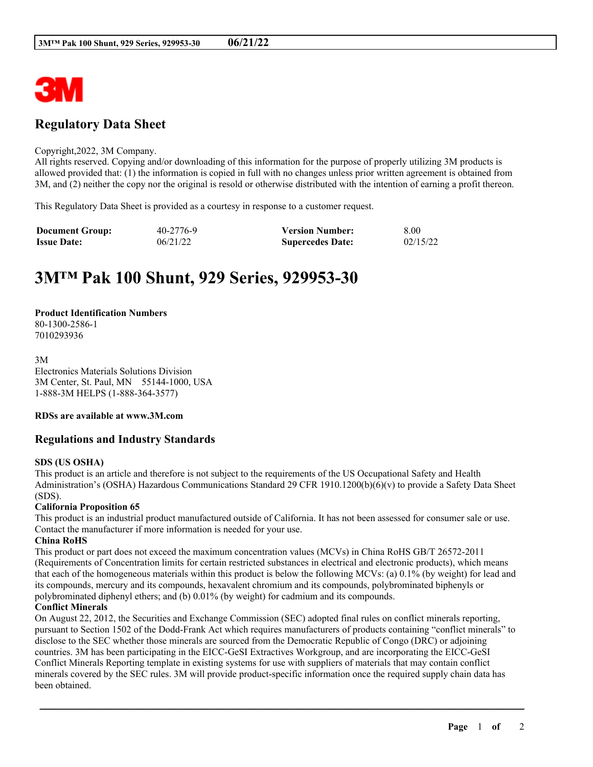# Regulatory Data Sheet

Copyright,2022, 3M Company.
All rights reserved. Copying and/or downloading of this information for the purpose of properly utilizing 3M products is allowed provided that: (1) the information is copied in full with no changes unless prior written agreement is obtained from 3M, and (2) neither the copy nor the original is resold or otherwise distributed with the intention of earning a profit thereon.

This Regulatory Data Sheet is provided as a courtesy in response to a customer request.

| | | | |
|---|---|---|---|
| **Document Group:** | 40-2776-9 | **Version Number:** | 8.00 |
| **Issue Date:** | 06/21/22 | **Supercedes Date:** | 02/15/22 |

# 3M™ Pak 100 Shunt, 929 Series, 929953-30

**Product Identification Numbers**
80-1300-2586-1
7010293936

3M
Electronics Materials Solutions Division
3M Center, St. Paul, MN 55144-1000, USA
1-888-3M HELPS (1-888-364-3577)

**RDSs are available at www.3M.com**

## Regulations and Industry Standards

**SDS (US OSHA)**
This product is an article and therefore is not subject to the requirements of the US Occupational Safety and Health Administration's (OSHA) Hazardous Communications Standard 29 CFR 1910.1200(b)(6)(v) to provide a Safety Data Sheet (SDS).

**California Proposition 65**
This product is an industrial product manufactured outside of California. It has not been assessed for consumer sale or use. Contact the manufacturer if more information is needed for your use.

**China RoHS**
This product or part does not exceed the maximum concentration values (MCVs) in China RoHS GB/T 26572-2011 (Requirements of Concentration limits for certain restricted substances in electrical and electronic products), which means that each of the homogeneous materials within this product is below the following MCVs: (a) 0.1% (by weight) for lead and its compounds, mercury and its compounds, hexavalent chromium and its compounds, polybrominated biphenyls or polybrominated diphenyl ethers; and (b) 0.01% (by weight) for cadmium and its compounds.

**Conflict Minerals**
On August 22, 2012, the Securities and Exchange Commission (SEC) adopted final rules on conflict minerals reporting, pursuant to Section 1502 of the Dodd-Frank Act which requires manufacturers of products containing "conflict minerals" to disclose to the SEC whether those minerals are sourced from the Democratic Republic of Congo (DRC) or adjoining countries. 3M has been participating in the EICC-GeSI Extractives Workgroup, and are incorporating the EICC-GeSI Conflict Minerals Reporting template in existing systems for use with suppliers of materials that may contain conflict minerals covered by the SEC rules. 3M will provide product-specific information once the required supply chain data has been obtained.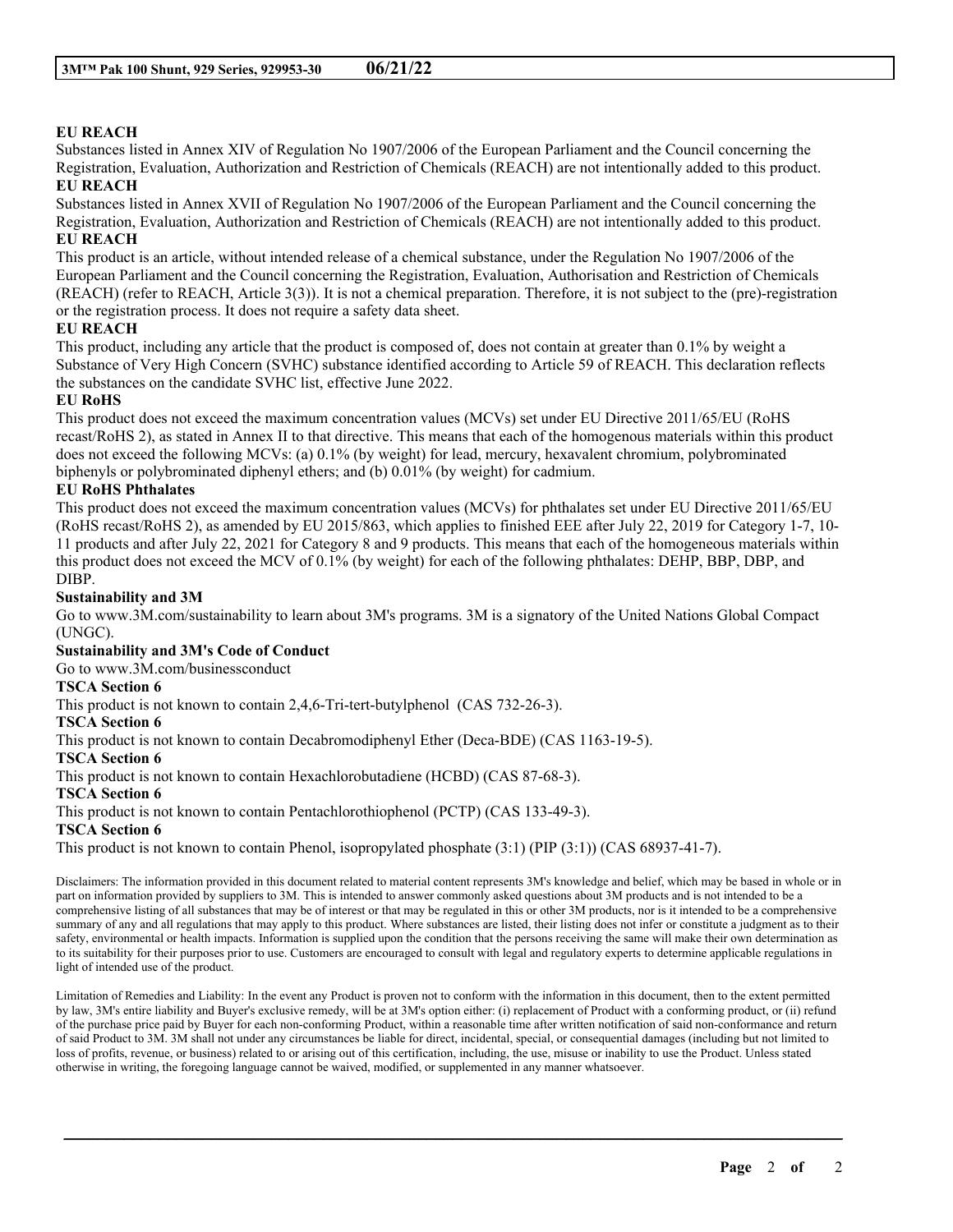**EU REACH**

Substances listed in Annex XIV of Regulation No 1907/2006 of the European Parliament and the Council concerning the Registration, Evaluation, Authorization and Restriction of Chemicals (REACH) are not intentionally added to this product.

**EU REACH**

Substances listed in Annex XVII of Regulation No 1907/2006 of the European Parliament and the Council concerning the Registration, Evaluation, Authorization and Restriction of Chemicals (REACH) are not intentionally added to this product.

**EU REACH**

This product is an article, without intended release of a chemical substance, under the Regulation No 1907/2006 of the European Parliament and the Council concerning the Registration, Evaluation, Authorisation and Restriction of Chemicals (REACH) (refer to REACH, Article 3(3)). It is not a chemical preparation. Therefore, it is not subject to the (pre)-registration or the registration process. It does not require a safety data sheet.

**EU REACH**

This product, including any article that the product is composed of, does not contain at greater than 0.1% by weight a Substance of Very High Concern (SVHC) substance identified according to Article 59 of REACH. This declaration reflects the substances on the candidate SVHC list, effective June 2022.

**EU RoHS**

This product does not exceed the maximum concentration values (MCVs) set under EU Directive 2011/65/EU (RoHS recast/RoHS 2), as stated in Annex II to that directive. This means that each of the homogenous materials within this product does not exceed the following MCVs: (a) 0.1% (by weight) for lead, mercury, hexavalent chromium, polybrominated biphenyls or polybrominated diphenyl ethers; and (b) 0.01% (by weight) for cadmium.

**EU RoHS Phthalates**

This product does not exceed the maximum concentration values (MCVs) for phthalates set under EU Directive 2011/65/EU (RoHS recast/RoHS 2), as amended by EU 2015/863, which applies to finished EEE after July 22, 2019 for Category 1-7, 10-11 products and after July 22, 2021 for Category 8 and 9 products. This means that each of the homogeneous materials within this product does not exceed the MCV of 0.1% (by weight) for each of the following phthalates: DEHP, BBP, DBP, and DIBP.

**Sustainability and 3M**

Go to www.3M.com/sustainability to learn about 3M's programs. 3M is a signatory of the United Nations Global Compact (UNGC).

**Sustainability and 3M's Code of Conduct**

Go to www.3M.com/businessconduct

**TSCA Section 6**

This product is not known to contain 2,4,6-Tri-tert-butylphenol (CAS 732-26-3).

**TSCA Section 6**

This product is not known to contain Decabromodiphenyl Ether (Deca-BDE) (CAS 1163-19-5).

**TSCA Section 6**

This product is not known to contain Hexachlorobutadiene (HCBD) (CAS 87-68-3).

**TSCA Section 6**

This product is not known to contain Pentachlorothiophenol (PCTP) (CAS 133-49-3).

**TSCA Section 6**

This product is not known to contain Phenol, isopropylated phosphate (3:1) (PIP (3:1)) (CAS 68937-41-7).

Disclaimers: The information provided in this document related to material content represents 3M's knowledge and belief, which may be based in whole or in part on information provided by suppliers to 3M. This is intended to answer commonly asked questions about 3M products and is not intended to be a comprehensive listing of all substances that may be of interest or that may be regulated in this or other 3M products, nor is it intended to be a comprehensive summary of any and all regulations that may apply to this product. Where substances are listed, their listing does not infer or constitute a judgment as to their safety, environmental or health impacts. Information is supplied upon the condition that the persons receiving the same will make their own determination as to its suitability for their purposes prior to use. Customers are encouraged to consult with legal and regulatory experts to determine applicable regulations in light of intended use of the product.

Limitation of Remedies and Liability: In the event any Product is proven not to conform with the information in this document, then to the extent permitted by law, 3M's entire liability and Buyer's exclusive remedy, will be at 3M's option either: (i) replacement of Product with a conforming product, or (ii) refund of the purchase price paid by Buyer for each non-conforming Product, within a reasonable time after written notification of said non-conformance and return of said Product to 3M. 3M shall not under any circumstances be liable for direct, incidental, special, or consequential damages (including but not limited to loss of profits, revenue, or business) related to or arising out of this certification, including, the use, misuse or inability to use the Product. Unless stated otherwise in writing, the foregoing language cannot be waived, modified, or supplemented in any manner whatsoever.